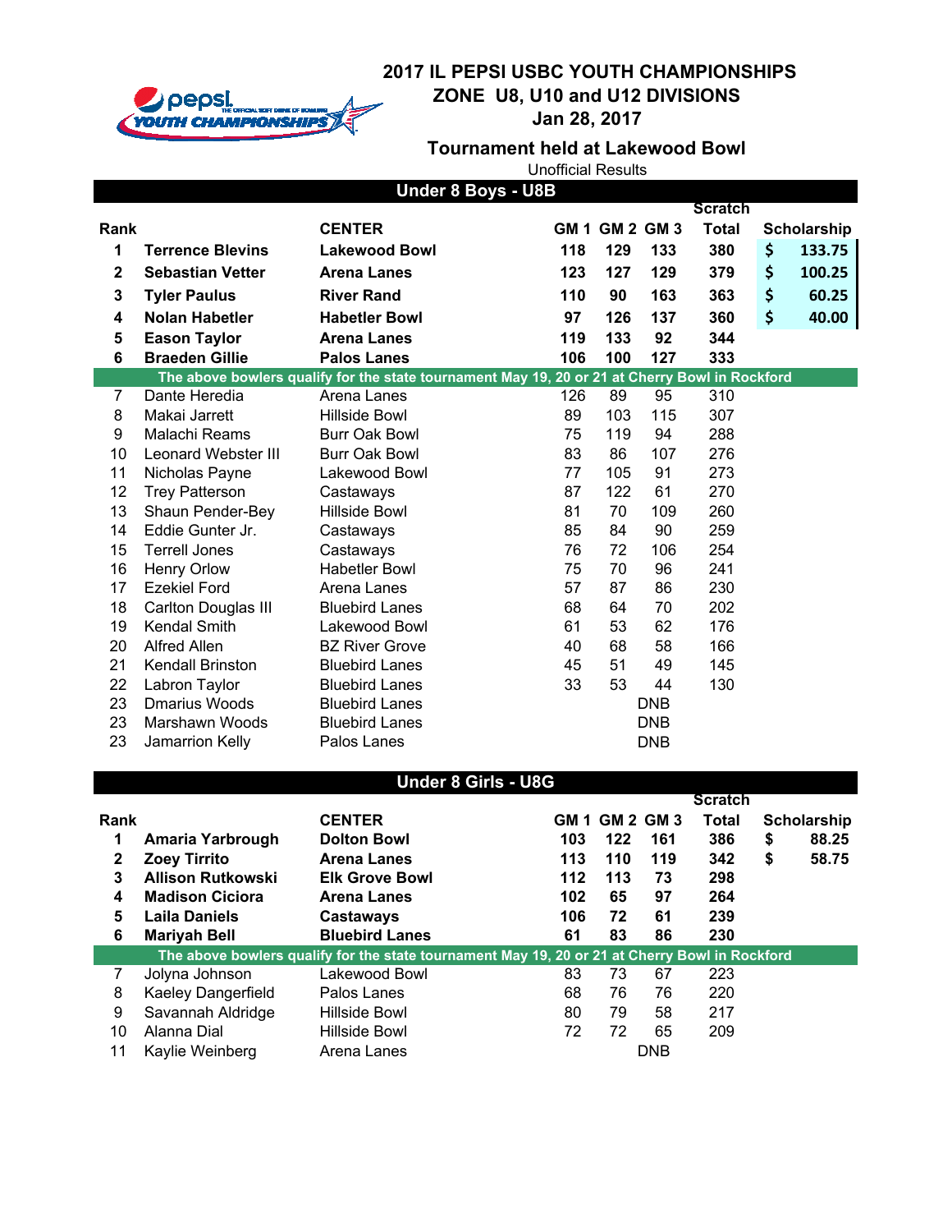# 2017 IL PEPSI USBC YOUTH CHAMPIONSHIPS
## ZONE U8, U10 and U12 DIVISIONS
## Jan 28, 2017

### Tournament held at Lakewood Bowl

Unofficial Results

## Under 8 Boys - U8B

| Rank | | CENTER | GM 1 | GM 2 | GM 3 | Scratch Total | Scholarship |
|---|---|---|---|---|---|---|---|
| **1** | **Terrence Blevins** | **Lakewood Bowl** | **118** | **129** | **133** | **380** | **$ 133.75** |
| **2** | **Sebastian Vetter** | **Arena Lanes** | **123** | **127** | **129** | **379** | **$ 100.25** |
| **3** | **Tyler Paulus** | **River Rand** | **110** | **90** | **163** | **363** | **$ 60.25** |
| **4** | **Nolan Habetler** | **Habetler Bowl** | **97** | **126** | **137** | **360** | **$ 40.00** |
| **5** | **Eason Taylor** | **Arena Lanes** | **119** | **133** | **92** | **344** | |
| **6** | **Braeden Gillie** | **Palos Lanes** | **106** | **100** | **127** | **333** | |
| | **The above bowlers qualify for the state tournament May 19, 20 or 21 at Cherry Bowl in Rockford** | | | | | | |
| 7 | Dante Heredia | Arena Lanes | 126 | 89 | 95 | 310 | |
| 8 | Makai Jarrett | Hillside Bowl | 89 | 103 | 115 | 307 | |
| 9 | Malachi Reams | Burr Oak Bowl | 75 | 119 | 94 | 288 | |
| 10 | Leonard Webster III | Burr Oak Bowl | 83 | 86 | 107 | 276 | |
| 11 | Nicholas Payne | Lakewood Bowl | 77 | 105 | 91 | 273 | |
| 12 | Trey Patterson | Castaways | 87 | 122 | 61 | 270 | |
| 13 | Shaun Pender-Bey | Hillside Bowl | 81 | 70 | 109 | 260 | |
| 14 | Eddie Gunter Jr. | Castaways | 85 | 84 | 90 | 259 | |
| 15 | Terrell Jones | Castaways | 76 | 72 | 106 | 254 | |
| 16 | Henry Orlow | Habetler Bowl | 75 | 70 | 96 | 241 | |
| 17 | Ezekiel Ford | Arena Lanes | 57 | 87 | 86 | 230 | |
| 18 | Carlton Douglas III | Bluebird Lanes | 68 | 64 | 70 | 202 | |
| 19 | Kendal Smith | Lakewood Bowl | 61 | 53 | 62 | 176 | |
| 20 | Alfred Allen | BZ River Grove | 40 | 68 | 58 | 166 | |
| 21 | Kendall Brinston | Bluebird Lanes | 45 | 51 | 49 | 145 | |
| 22 | Labron Taylor | Bluebird Lanes | 33 | 53 | 44 | 130 | |
| 23 | Dmarius Woods | Bluebird Lanes | | | DNB | | |
| 23 | Marshawn Woods | Bluebird Lanes | | | DNB | | |
| 23 | Jamarrion Kelly | Palos Lanes | | | DNB | | |

## Under 8 Girls - U8G

| Rank | | CENTER | GM 1 | GM 2 | GM 3 | Scratch Total | Scholarship |
|---|---|---|---|---|---|---|---|
| **1** | **Amaria Yarbrough** | **Dolton Bowl** | **103** | **122** | **161** | **386** | **$ 88.25** |
| **2** | **Zoey Tirrito** | **Arena Lanes** | **113** | **110** | **119** | **342** | **$ 58.75** |
| **3** | **Allison Rutkowski** | **Elk Grove Bowl** | **112** | **113** | **73** | **298** | |
| **4** | **Madison Ciciora** | **Arena Lanes** | **102** | **65** | **97** | **264** | |
| **5** | **Laila Daniels** | **Castaways** | **106** | **72** | **61** | **239** | |
| **6** | **Mariyah Bell** | **Bluebird Lanes** | **61** | **83** | **86** | **230** | |
| | **The above bowlers qualify for the state tournament May 19, 20 or 21 at Cherry Bowl in Rockford** | | | | | | |
| 7 | Jolyna Johnson | Lakewood Bowl | 83 | 73 | 67 | 223 | |
| 8 | Kaeley Dangerfield | Palos Lanes | 68 | 76 | 76 | 220 | |
| 9 | Savannah Aldridge | Hillside Bowl | 80 | 79 | 58 | 217 | |
| 10 | Alanna Dial | Hillside Bowl | 72 | 72 | 65 | 209 | |
| 11 | Kaylie Weinberg | Arena Lanes | | | DNB | | |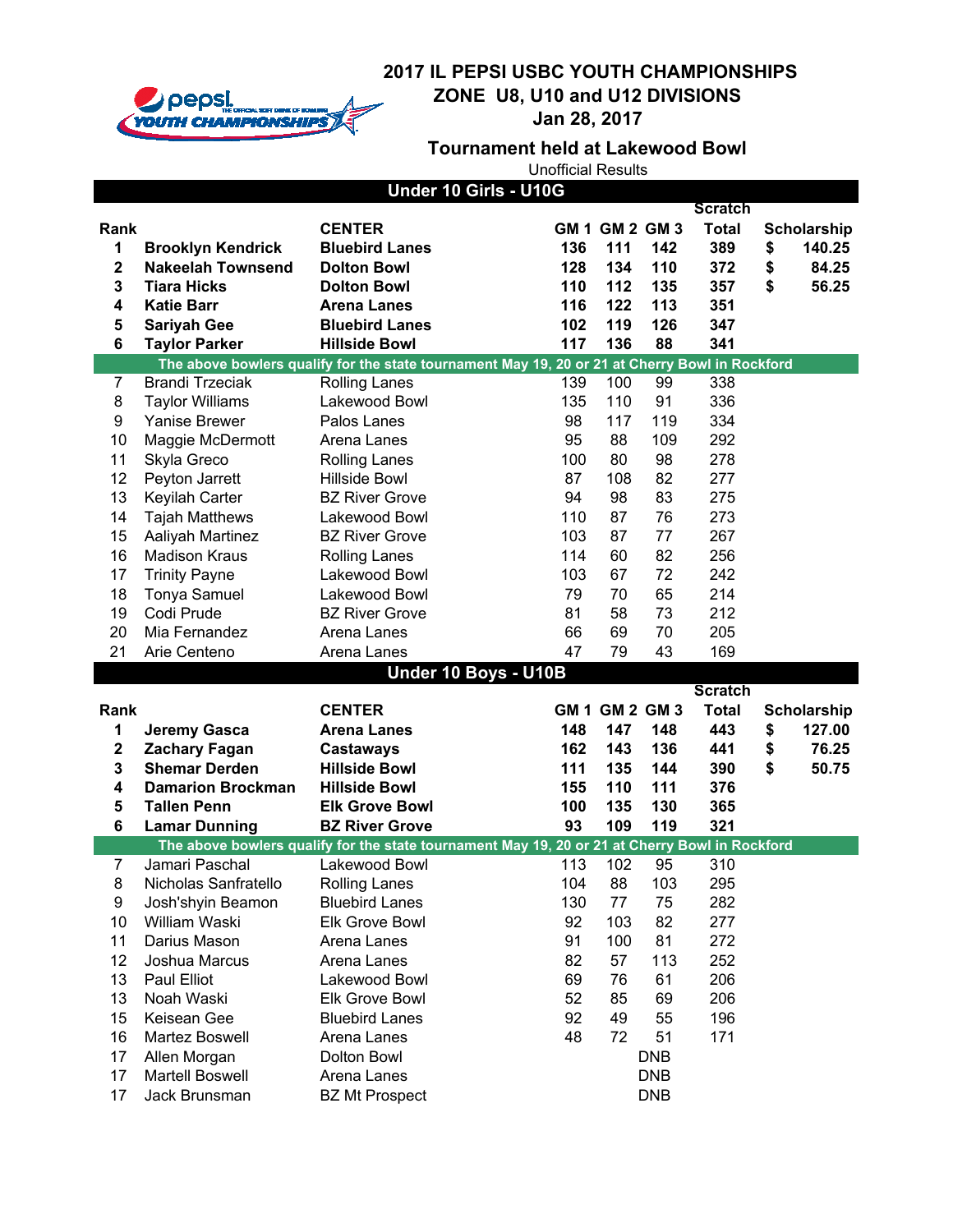# 2017 IL PEPSI USBC YOUTH CHAMPIONSHIPS
## ZONE U8, U10 and U12 DIVISIONS
## Jan 28, 2017

### Tournament held at Lakewood Bowl

Unofficial Results

## Under 10 Girls - U10G

| Rank | | CENTER | GM 1 | GM 2 | GM 3 | Scratch Total | Scholarship |
|---|---|---|---|---|---|---|---|
| **1** | **Brooklyn Kendrick** | **Bluebird Lanes** | **136** | **111** | **142** | **389** | **$ 140.25** |
| **2** | **Nakeelah Townsend** | **Dolton Bowl** | **128** | **134** | **110** | **372** | **$ 84.25** |
| **3** | **Tiara Hicks** | **Dolton Bowl** | **110** | **112** | **135** | **357** | **$ 56.25** |
| **4** | **Katie Barr** | **Arena Lanes** | **116** | **122** | **113** | **351** | |
| **5** | **Sariyah Gee** | **Bluebird Lanes** | **102** | **119** | **126** | **347** | |
| **6** | **Taylor Parker** | **Hillside Bowl** | **117** | **136** | **88** | **341** | |
| **The above bowlers qualify for the state tournament May 19, 20 or 21 at Cherry Bowl in Rockford** | | | | | | | |
| 7 | Brandi Trzeciak | Rolling Lanes | 139 | 100 | 99 | 338 | |
| 8 | Taylor Williams | Lakewood Bowl | 135 | 110 | 91 | 336 | |
| 9 | Yanise Brewer | Palos Lanes | 98 | 117 | 119 | 334 | |
| 10 | Maggie McDermott | Arena Lanes | 95 | 88 | 109 | 292 | |
| 11 | Skyla Greco | Rolling Lanes | 100 | 80 | 98 | 278 | |
| 12 | Peyton Jarrett | Hillside Bowl | 87 | 108 | 82 | 277 | |
| 13 | Keyilah Carter | BZ River Grove | 94 | 98 | 83 | 275 | |
| 14 | Tajah Matthews | Lakewood Bowl | 110 | 87 | 76 | 273 | |
| 15 | Aaliyah Martinez | BZ River Grove | 103 | 87 | 77 | 267 | |
| 16 | Madison Kraus | Rolling Lanes | 114 | 60 | 82 | 256 | |
| 17 | Trinity Payne | Lakewood Bowl | 103 | 67 | 72 | 242 | |
| 18 | Tonya Samuel | Lakewood Bowl | 79 | 70 | 65 | 214 | |
| 19 | Codi Prude | BZ River Grove | 81 | 58 | 73 | 212 | |
| 20 | Mia Fernandez | Arena Lanes | 66 | 69 | 70 | 205 | |
| 21 | Arie Centeno | Arena Lanes | 47 | 79 | 43 | 169 | |

## Under 10 Boys - U10B

| Rank | | CENTER | GM 1 | GM 2 | GM 3 | Scratch Total | Scholarship |
|---|---|---|---|---|---|---|---|
| **1** | **Jeremy Gasca** | **Arena Lanes** | **148** | **147** | **148** | **443** | **$ 127.00** |
| **2** | **Zachary Fagan** | **Castaways** | **162** | **143** | **136** | **441** | **$ 76.25** |
| **3** | **Shemar Derden** | **Hillside Bowl** | **111** | **135** | **144** | **390** | **$ 50.75** |
| **4** | **Damarion Brockman** | **Hillside Bowl** | **155** | **110** | **111** | **376** | |
| **5** | **Tallen Penn** | **Elk Grove Bowl** | **100** | **135** | **130** | **365** | |
| **6** | **Lamar Dunning** | **BZ River Grove** | **93** | **109** | **119** | **321** | |
| **The above bowlers qualify for the state tournament May 19, 20 or 21 at Cherry Bowl in Rockford** | | | | | | | |
| 7 | Jamari Paschal | Lakewood Bowl | 113 | 102 | 95 | 310 | |
| 8 | Nicholas Sanfratello | Rolling Lanes | 104 | 88 | 103 | 295 | |
| 9 | Josh'shyin Beamon | Bluebird Lanes | 130 | 77 | 75 | 282 | |
| 10 | William Waski | Elk Grove Bowl | 92 | 103 | 82 | 277 | |
| 11 | Darius Mason | Arena Lanes | 91 | 100 | 81 | 272 | |
| 12 | Joshua Marcus | Arena Lanes | 82 | 57 | 113 | 252 | |
| 13 | Paul Elliot | Lakewood Bowl | 69 | 76 | 61 | 206 | |
| 13 | Noah Waski | Elk Grove Bowl | 52 | 85 | 69 | 206 | |
| 15 | Keisean Gee | Bluebird Lanes | 92 | 49 | 55 | 196 | |
| 16 | Martez Boswell | Arena Lanes | 48 | 72 | 51 | 171 | |
| 17 | Allen Morgan | Dolton Bowl | | | DNB | | |
| 17 | Martell Boswell | Arena Lanes | | | DNB | | |
| 17 | Jack Brunsman | BZ Mt Prospect | | | DNB | | |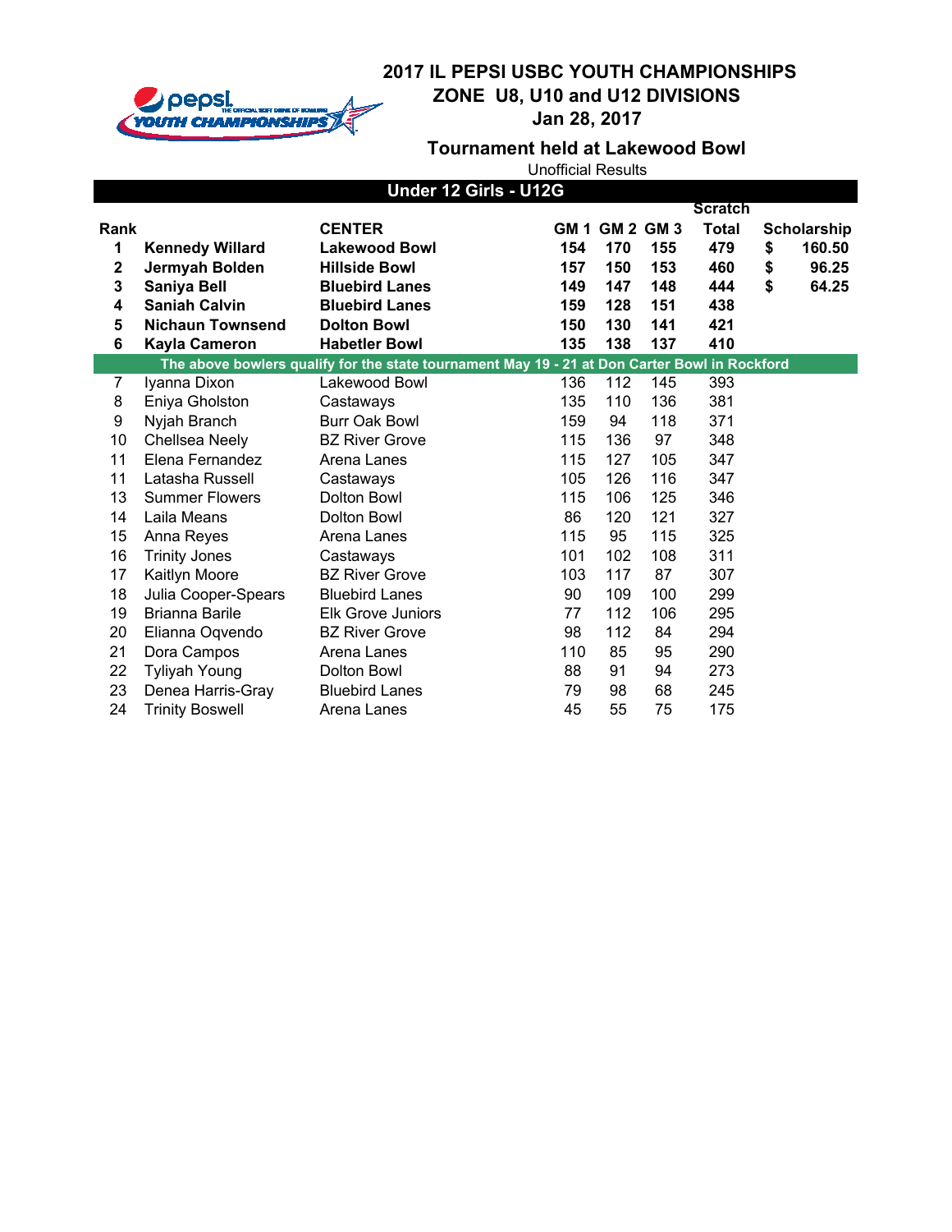# 2017 IL PEPSI USBC YOUTH CHAMPIONSHIPS
## ZONE U8, U10 and U12 DIVISIONS
### Jan 28, 2017

### Tournament held at Lakewood Bowl

Unofficial Results

## Under 12 Girls - U12G

| Rank | | CENTER | GM 1 | GM 2 | GM 3 | Scratch Total | Scholarship |
|---|---|---|---|---|---|---|---|
| **1** | **Kennedy Willard** | **Lakewood Bowl** | **154** | **170** | **155** | **479** | **$ 160.50** |
| **2** | **Jermyah Bolden** | **Hillside Bowl** | **157** | **150** | **153** | **460** | **$ 96.25** |
| **3** | **Saniya Bell** | **Bluebird Lanes** | **149** | **147** | **148** | **444** | **$ 64.25** |
| **4** | **Saniah Calvin** | **Bluebird Lanes** | **159** | **128** | **151** | **438** | |
| **5** | **Nichaun Townsend** | **Dolton Bowl** | **150** | **130** | **141** | **421** | |
| **6** | **Kayla Cameron** | **Habetler Bowl** | **135** | **138** | **137** | **410** | |
| **The above bowlers qualify for the state tournament May 19 - 21 at Don Carter Bowl in Rockford** | | | | | | | |
| 7 | Iyanna Dixon | Lakewood Bowl | 136 | 112 | 145 | 393 | |
| 8 | Eniya Gholston | Castaways | 135 | 110 | 136 | 381 | |
| 9 | Nyjah Branch | Burr Oak Bowl | 159 | 94 | 118 | 371 | |
| 10 | Chellsea Neely | BZ River Grove | 115 | 136 | 97 | 348 | |
| 11 | Elena Fernandez | Arena Lanes | 115 | 127 | 105 | 347 | |
| 11 | Latasha Russell | Castaways | 105 | 126 | 116 | 347 | |
| 13 | Summer Flowers | Dolton Bowl | 115 | 106 | 125 | 346 | |
| 14 | Laila Means | Dolton Bowl | 86 | 120 | 121 | 327 | |
| 15 | Anna Reyes | Arena Lanes | 115 | 95 | 115 | 325 | |
| 16 | Trinity Jones | Castaways | 101 | 102 | 108 | 311 | |
| 17 | Kaitlyn Moore | BZ River Grove | 103 | 117 | 87 | 307 | |
| 18 | Julia Cooper-Spears | Bluebird Lanes | 90 | 109 | 100 | 299 | |
| 19 | Brianna Barile | Elk Grove Juniors | 77 | 112 | 106 | 295 | |
| 20 | Elianna Oqvendo | BZ River Grove | 98 | 112 | 84 | 294 | |
| 21 | Dora Campos | Arena Lanes | 110 | 85 | 95 | 290 | |
| 22 | Tyliyah Young | Dolton Bowl | 88 | 91 | 94 | 273 | |
| 23 | Denea Harris-Gray | Bluebird Lanes | 79 | 98 | 68 | 245 | |
| 24 | Trinity Boswell | Arena Lanes | 45 | 55 | 75 | 175 | |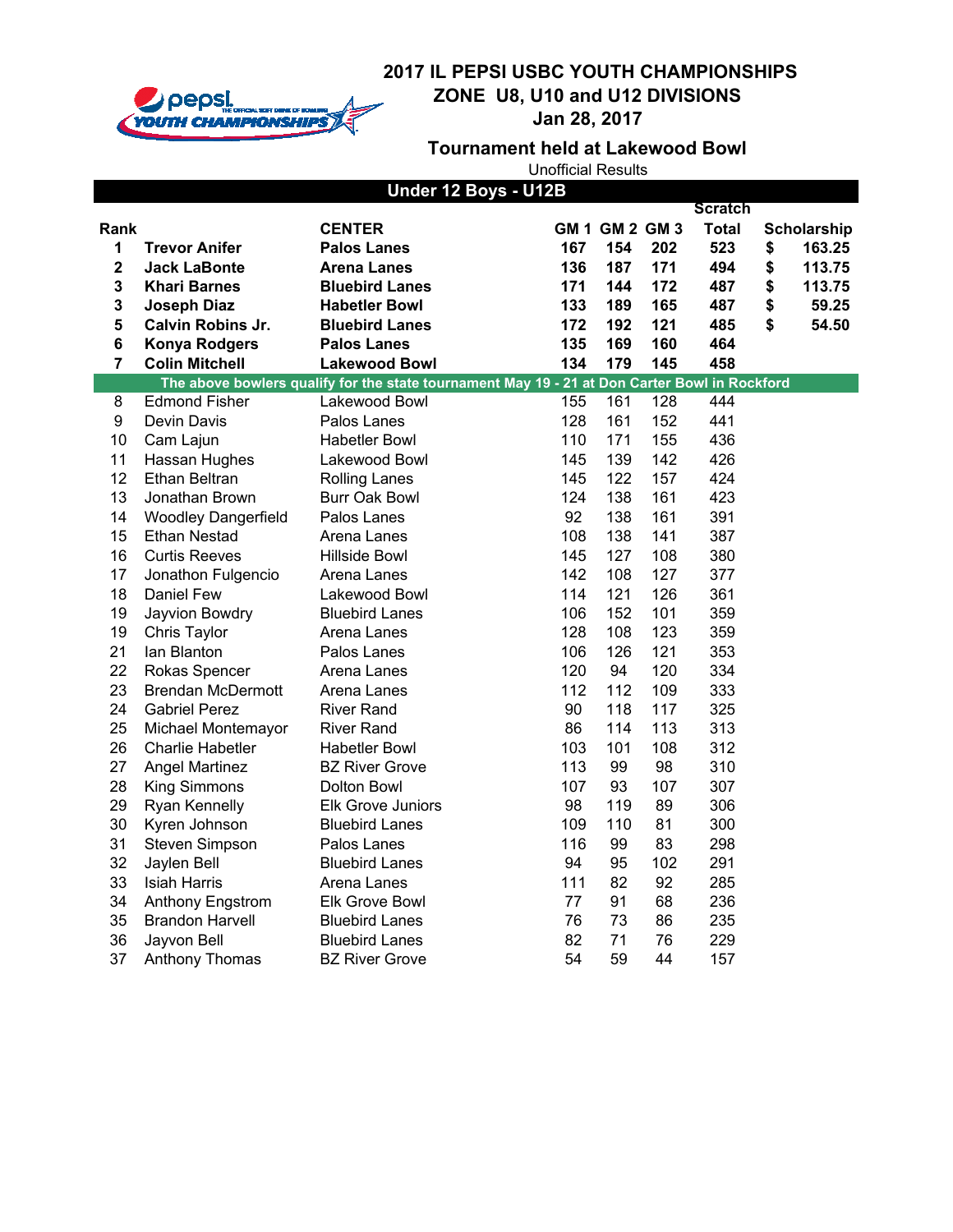# 2017 IL PEPSI USBC YOUTH CHAMPIONSHIPS
## ZONE U8, U10 and U12 DIVISIONS
## Jan 28, 2017

### Tournament held at Lakewood Bowl

Unofficial Results

**Under 12 Boys - U12B**

| Rank | | CENTER | GM 1 | GM 2 | GM 3 | Scratch Total | Scholarship |
|---|---|---|---|---|---|---|---|
| **1** | **Trevor Anifer** | **Palos Lanes** | **167** | **154** | **202** | **523** | **$ 163.25** |
| **2** | **Jack LaBonte** | **Arena Lanes** | **136** | **187** | **171** | **494** | **$ 113.75** |
| **3** | **Khari Barnes** | **Bluebird Lanes** | **171** | **144** | **172** | **487** | **$ 113.75** |
| **3** | **Joseph Diaz** | **Habetler Bowl** | **133** | **189** | **165** | **487** | **$ 59.25** |
| **5** | **Calvin Robins Jr.** | **Bluebird Lanes** | **172** | **192** | **121** | **485** | **$ 54.50** |
| **6** | **Konya Rodgers** | **Palos Lanes** | **135** | **169** | **160** | **464** | |
| **7** | **Colin Mitchell** | **Lakewood Bowl** | **134** | **179** | **145** | **458** | |
| | **The above bowlers qualify for the state tournament May 19 - 21 at Don Carter Bowl in Rockford** | | | | | | |
| 8 | Edmond Fisher | Lakewood Bowl | 155 | 161 | 128 | 444 | |
| 9 | Devin Davis | Palos Lanes | 128 | 161 | 152 | 441 | |
| 10 | Cam Lajun | Habetler Bowl | 110 | 171 | 155 | 436 | |
| 11 | Hassan Hughes | Lakewood Bowl | 145 | 139 | 142 | 426 | |
| 12 | Ethan Beltran | Rolling Lanes | 145 | 122 | 157 | 424 | |
| 13 | Jonathan Brown | Burr Oak Bowl | 124 | 138 | 161 | 423 | |
| 14 | Woodley Dangerfield | Palos Lanes | 92 | 138 | 161 | 391 | |
| 15 | Ethan Nestad | Arena Lanes | 108 | 138 | 141 | 387 | |
| 16 | Curtis Reeves | Hillside Bowl | 145 | 127 | 108 | 380 | |
| 17 | Jonathon Fulgencio | Arena Lanes | 142 | 108 | 127 | 377 | |
| 18 | Daniel Few | Lakewood Bowl | 114 | 121 | 126 | 361 | |
| 19 | Jayvion Bowdry | Bluebird Lanes | 106 | 152 | 101 | 359 | |
| 19 | Chris Taylor | Arena Lanes | 128 | 108 | 123 | 359 | |
| 21 | Ian Blanton | Palos Lanes | 106 | 126 | 121 | 353 | |
| 22 | Rokas Spencer | Arena Lanes | 120 | 94 | 120 | 334 | |
| 23 | Brendan McDermott | Arena Lanes | 112 | 112 | 109 | 333 | |
| 24 | Gabriel Perez | River Rand | 90 | 118 | 117 | 325 | |
| 25 | Michael Montemayor | River Rand | 86 | 114 | 113 | 313 | |
| 26 | Charlie Habetler | Habetler Bowl | 103 | 101 | 108 | 312 | |
| 27 | Angel Martinez | BZ River Grove | 113 | 99 | 98 | 310 | |
| 28 | King Simmons | Dolton Bowl | 107 | 93 | 107 | 307 | |
| 29 | Ryan Kennelly | Elk Grove Juniors | 98 | 119 | 89 | 306 | |
| 30 | Kyren Johnson | Bluebird Lanes | 109 | 110 | 81 | 300 | |
| 31 | Steven Simpson | Palos Lanes | 116 | 99 | 83 | 298 | |
| 32 | Jaylen Bell | Bluebird Lanes | 94 | 95 | 102 | 291 | |
| 33 | Isiah Harris | Arena Lanes | 111 | 82 | 92 | 285 | |
| 34 | Anthony Engstrom | Elk Grove Bowl | 77 | 91 | 68 | 236 | |
| 35 | Brandon Harvell | Bluebird Lanes | 76 | 73 | 86 | 235 | |
| 36 | Jayvon Bell | Bluebird Lanes | 82 | 71 | 76 | 229 | |
| 37 | Anthony Thomas | BZ River Grove | 54 | 59 | 44 | 157 | |